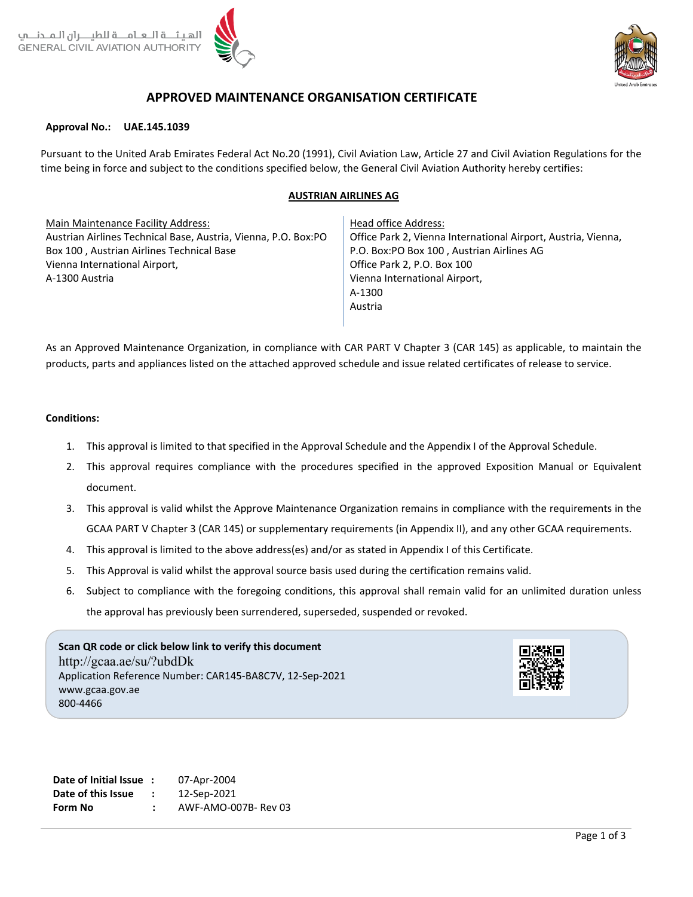الهيئـــة الـعـامـــة للطيـــران الـمـدنـــي
GENERAL CIVIL AVIATION AUTHORITY

United Arab Emirates

# APPROVED MAINTENANCE ORGANISATION CERTIFICATE

**Approval No.: UAE.145.1039**

Pursuant to the United Arab Emirates Federal Act No.20 (1991), Civil Aviation Law, Article 27 and Civil Aviation Regulations for the time being in force and subject to the conditions specified below, the General Civil Aviation Authority hereby certifies:

**AUSTRIAN AIRLINES AG**

| Main Maintenance Facility Address: | Head office Address: |
|---|---|
| Austrian Airlines Technical Base, Austria, Vienna, P.O. Box:PO Box 100 , Austrian Airlines Technical Base<br>Vienna International Airport,<br>A-1300 Austria | Office Park 2, Vienna International Airport, Austria, Vienna, P.O. Box:PO Box 100 , Austrian Airlines AG<br>Office Park 2, P.O. Box 100<br>Vienna International Airport,<br>A-1300<br>Austria |

As an Approved Maintenance Organization, in compliance with CAR PART V Chapter 3 (CAR 145) as applicable, to maintain the products, parts and appliances listed on the attached approved schedule and issue related certificates of release to service.

**Conditions:**

1. This approval is limited to that specified in the Approval Schedule and the Appendix I of the Approval Schedule.
2. This approval requires compliance with the procedures specified in the approved Exposition Manual or Equivalent document.
3. This approval is valid whilst the Approve Maintenance Organization remains in compliance with the requirements in the GCAA PART V Chapter 3 (CAR 145) or supplementary requirements (in Appendix II), and any other GCAA requirements.
4. This approval is limited to the above address(es) and/or as stated in Appendix I of this Certificate.
5. This Approval is valid whilst the approval source basis used during the certification remains valid.
6. Subject to compliance with the foregoing conditions, this approval shall remain valid for an unlimited duration unless the approval has previously been surrendered, superseded, suspended or revoked.

**Scan QR code or click below link to verify this document**
http://gcaa.ae/su/?ubdDk
Application Reference Number: CAR145-BA8C7V, 12-Sep-2021
www.gcaa.gov.ae
800-4466

| | | |
|---|---|---|
| **Date of Initial Issue** | : | 07-Apr-2004 |
| **Date of this Issue** | : | 12-Sep-2021 |
| **Form No** | : | AWF-AMO-007B- Rev 03 |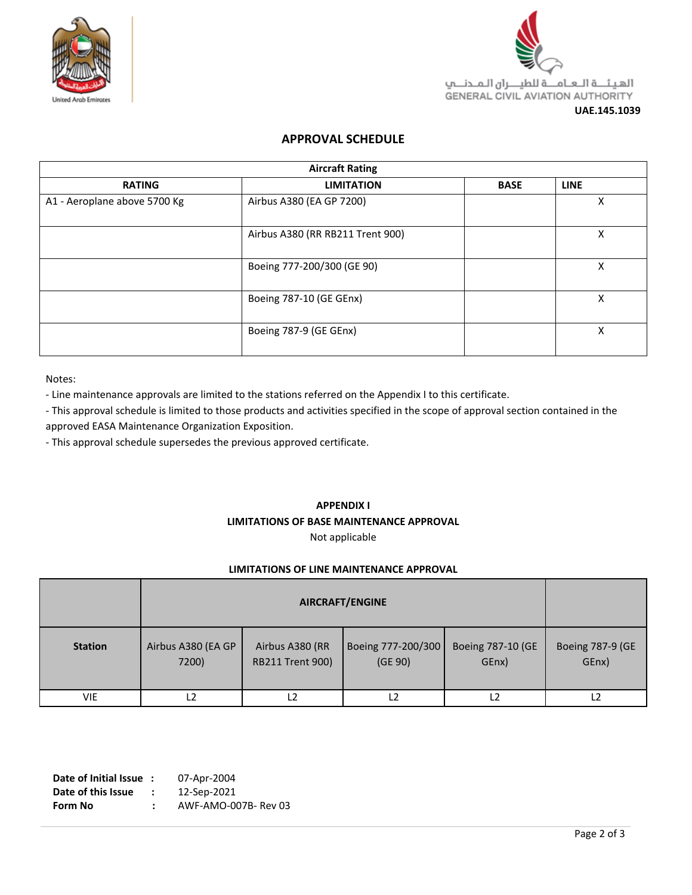الهيئـــة الـعـامـــة للطيـــران الـمـدنـــي
GENERAL CIVIL AVIATION AUTHORITY

**UAE.145.1039**

## APPROVAL SCHEDULE

| Aircraft Rating | | | |
|---|---|---|---|
| **RATING** | **LIMITATION** | **BASE** | **LINE** |
| A1 - Aeroplane above 5700 Kg | Airbus A380 (EA GP 7200) | | X |
| | Airbus A380 (RR RB211 Trent 900) | | X |
| | Boeing 777-200/300 (GE 90) | | X |
| | Boeing 787-10 (GE GEnx) | | X |
| | Boeing 787-9 (GE GEnx) | | X |

Notes:

- Line maintenance approvals are limited to the stations referred on the Appendix I to this certificate.
- This approval schedule is limited to those products and activities specified in the scope of approval section contained in the approved EASA Maintenance Organization Exposition.
- This approval schedule supersedes the previous approved certificate.

### APPENDIX I
### LIMITATIONS OF BASE MAINTENANCE APPROVAL

Not applicable

### LIMITATIONS OF LINE MAINTENANCE APPROVAL

| | AIRCRAFT/ENGINE | | | | |
|---|---|---|---|---|---|
| **Station** | Airbus A380 (EA GP 7200) | Airbus A380 (RR RB211 Trent 900) | Boeing 777-200/300 (GE 90) | Boeing 787-10 (GE GEnx) | Boeing 787-9 (GE GEnx) |
| VIE | L2 | L2 | L2 | L2 | L2 |

**Date of Initial Issue :** 07-Apr-2004
**Date of this Issue :** 12-Sep-2021
**Form No :** AWF-AMO-007B- Rev 03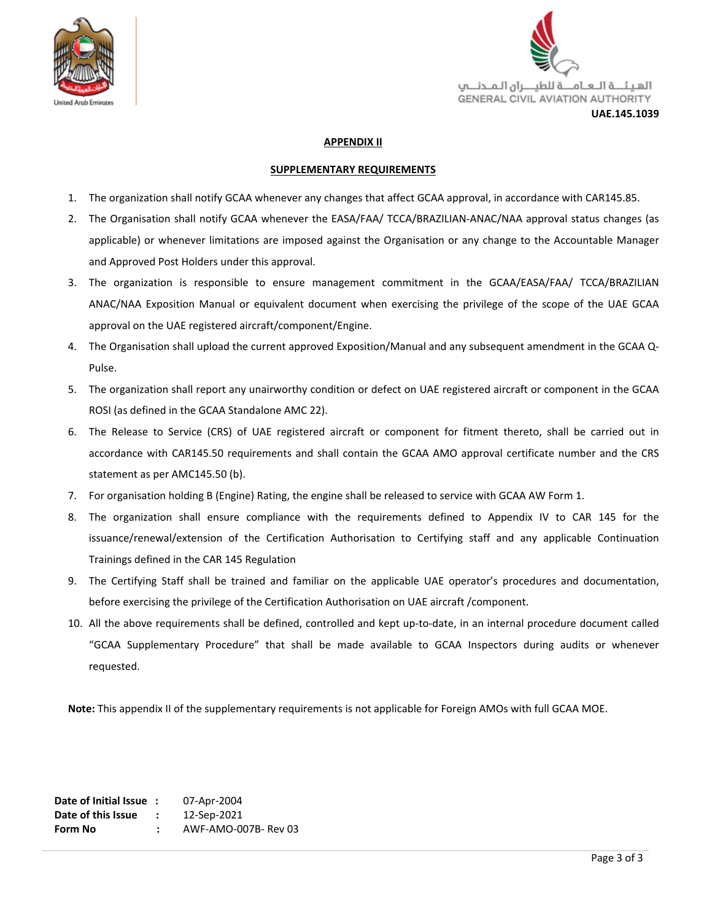UAE.145.1039

## APPENDIX II

## SUPPLEMENTARY REQUIREMENTS

1. The organization shall notify GCAA whenever any changes that affect GCAA approval, in accordance with CAR145.85.
2. The Organisation shall notify GCAA whenever the EASA/FAA/ TCCA/BRAZILIAN-ANAC/NAA approval status changes (as applicable) or whenever limitations are imposed against the Organisation or any change to the Accountable Manager and Approved Post Holders under this approval.
3. The organization is responsible to ensure management commitment in the GCAA/EASA/FAA/ TCCA/BRAZILIAN ANAC/NAA Exposition Manual or equivalent document when exercising the privilege of the scope of the UAE GCAA approval on the UAE registered aircraft/component/Engine.
4. The Organisation shall upload the current approved Exposition/Manual and any subsequent amendment in the GCAA Q-Pulse.
5. The organization shall report any unairworthy condition or defect on UAE registered aircraft or component in the GCAA ROSI (as defined in the GCAA Standalone AMC 22).
6. The Release to Service (CRS) of UAE registered aircraft or component for fitment thereto, shall be carried out in accordance with CAR145.50 requirements and shall contain the GCAA AMO approval certificate number and the CRS statement as per AMC145.50 (b).
7. For organisation holding B (Engine) Rating, the engine shall be released to service with GCAA AW Form 1.
8. The organization shall ensure compliance with the requirements defined to Appendix IV to CAR 145 for the issuance/renewal/extension of the Certification Authorisation to Certifying staff and any applicable Continuation Trainings defined in the CAR 145 Regulation
9. The Certifying Staff shall be trained and familiar on the applicable UAE operator's procedures and documentation, before exercising the privilege of the Certification Authorisation on UAE aircraft /component.
10. All the above requirements shall be defined, controlled and kept up-to-date, in an internal procedure document called "GCAA Supplementary Procedure" that shall be made available to GCAA Inspectors during audits or whenever requested.

**Note:** This appendix II of the supplementary requirements is not applicable for Foreign AMOs with full GCAA MOE.

**Date of Initial Issue :** 07-Apr-2004
**Date of this Issue :** 12-Sep-2021
**Form No :** AWF-AMO-007B- Rev 03